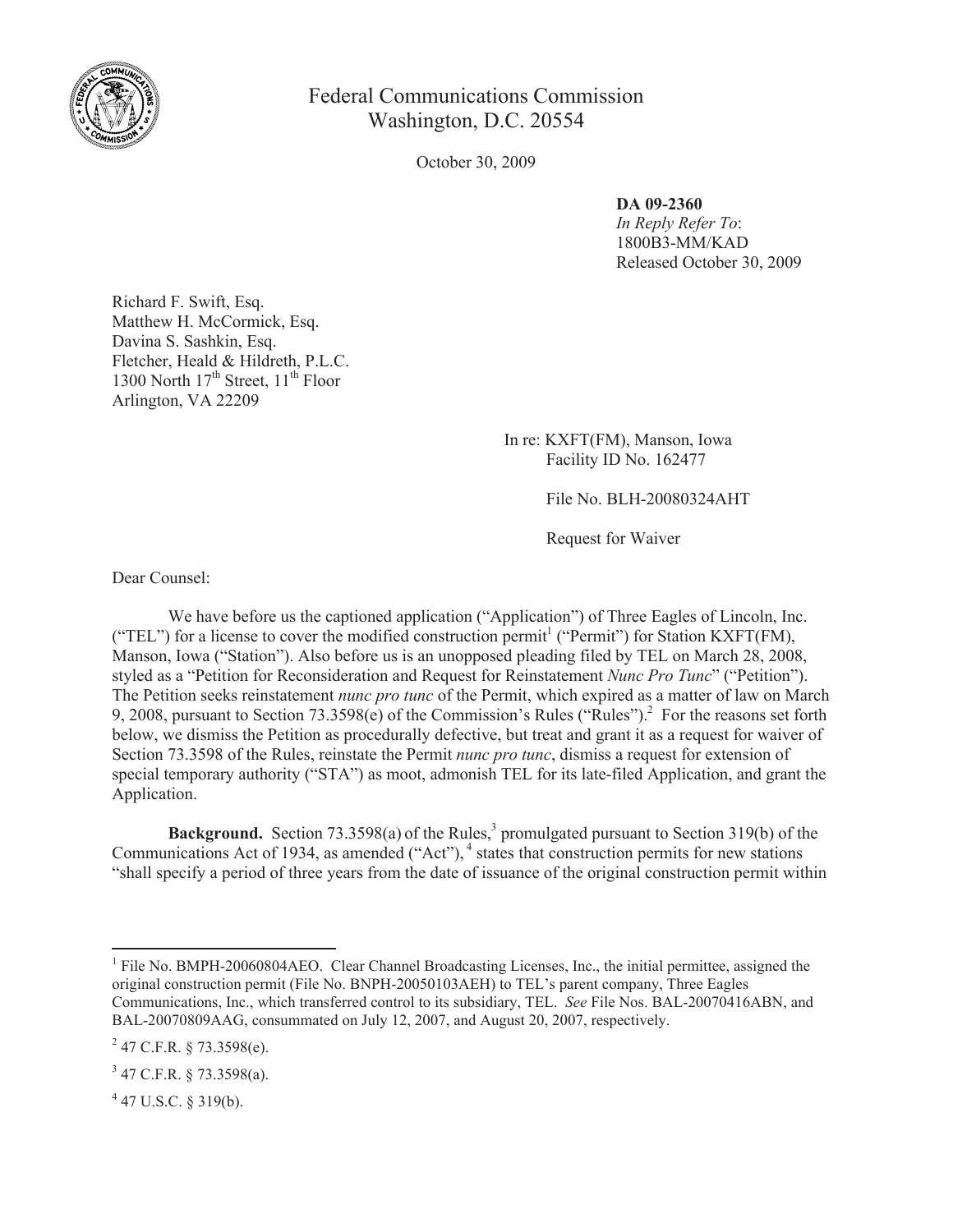Federal Communications Commission
Washington, D.C. 20554

October 30, 2009

**DA 09-2360**
*In Reply Refer To*:
1800B3-MM/KAD
Released October 30, 2009

Richard F. Swift, Esq.
Matthew H. McCormick, Esq.
Davina S. Sashkin, Esq.
Fletcher, Heald & Hildreth, P.L.C.
1300 North 17th Street, 11th Floor
Arlington, VA 22209

In re: KXFT(FM), Manson, Iowa
Facility ID No. 162477

File No. BLH-20080324AHT

Request for Waiver

Dear Counsel:

We have before us the captioned application ("Application") of Three Eagles of Lincoln, Inc. ("TEL") for a license to cover the modified construction permit[1] ("Permit") for Station KXFT(FM), Manson, Iowa ("Station"). Also before us is an unopposed pleading filed by TEL on March 28, 2008, styled as a "Petition for Reconsideration and Request for Reinstatement *Nunc Pro Tunc*" ("Petition"). The Petition seeks reinstatement *nunc pro tunc* of the Permit, which expired as a matter of law on March 9, 2008, pursuant to Section 73.3598(e) of the Commission's Rules ("Rules").[2] For the reasons set forth below, we dismiss the Petition as procedurally defective, but treat and grant it as a request for waiver of Section 73.3598 of the Rules, reinstate the Permit *nunc pro tunc*, dismiss a request for extension of special temporary authority ("STA") as moot, admonish TEL for its late-filed Application, and grant the Application.

**Background.** Section 73.3598(a) of the Rules,[3] promulgated pursuant to Section 319(b) of the Communications Act of 1934, as amended ("Act"),[4] states that construction permits for new stations "shall specify a period of three years from the date of issuance of the original construction permit within

---

[1] File No. BMPH-20060804AEO. Clear Channel Broadcasting Licenses, Inc., the initial permittee, assigned the original construction permit (File No. BNPH-20050103AEH) to TEL's parent company, Three Eagles Communications, Inc., which transferred control to its subsidiary, TEL. *See* File Nos. BAL-20070416ABN, and BAL-20070809AAG, consummated on July 12, 2007, and August 20, 2007, respectively.

[2] 47 C.F.R. § 73.3598(e).

[3] 47 C.F.R. § 73.3598(a).

[4] 47 U.S.C. § 319(b).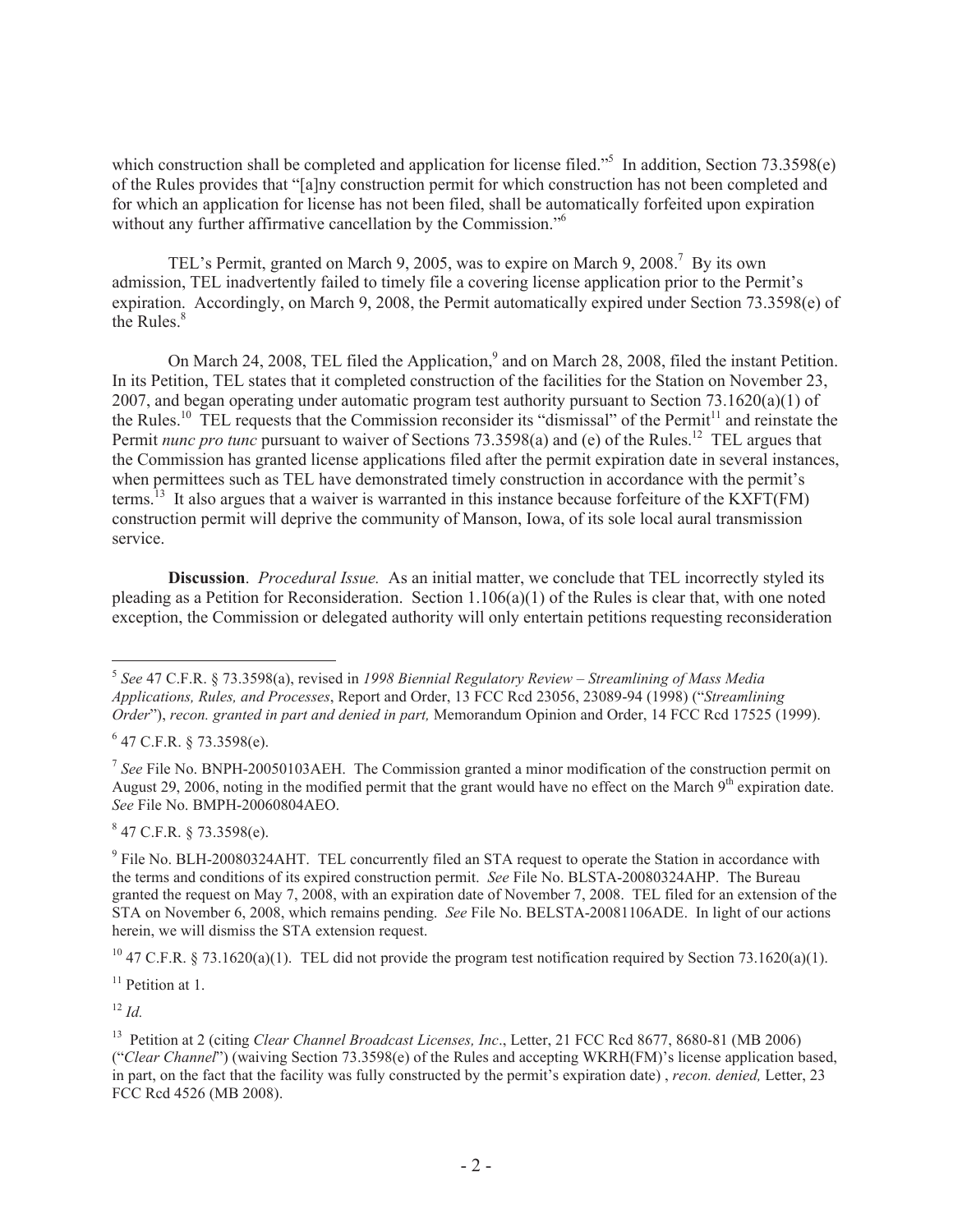which construction shall be completed and application for license filed."[5] In addition, Section 73.3598(e) of the Rules provides that "[a]ny construction permit for which construction has not been completed and for which an application for license has not been filed, shall be automatically forfeited upon expiration without any further affirmative cancellation by the Commission."[6]

TEL's Permit, granted on March 9, 2005, was to expire on March 9, 2008.[7] By its own admission, TEL inadvertently failed to timely file a covering license application prior to the Permit's expiration. Accordingly, on March 9, 2008, the Permit automatically expired under Section 73.3598(e) of the Rules.[8]

On March 24, 2008, TEL filed the Application,[9] and on March 28, 2008, filed the instant Petition. In its Petition, TEL states that it completed construction of the facilities for the Station on November 23, 2007, and began operating under automatic program test authority pursuant to Section 73.1620(a)(1) of the Rules.[10] TEL requests that the Commission reconsider its "dismissal" of the Permit[11] and reinstate the Permit *nunc pro tunc* pursuant to waiver of Sections 73.3598(a) and (e) of the Rules.[12] TEL argues that the Commission has granted license applications filed after the permit expiration date in several instances, when permittees such as TEL have demonstrated timely construction in accordance with the permit's terms.[13] It also argues that a waiver is warranted in this instance because forfeiture of the KXFT(FM) construction permit will deprive the community of Manson, Iowa, of its sole local aural transmission service.

**Discussion**. *Procedural Issue.* As an initial matter, we conclude that TEL incorrectly styled its pleading as a Petition for Reconsideration. Section 1.106(a)(1) of the Rules is clear that, with one noted exception, the Commission or delegated authority will only entertain petitions requesting reconsideration

---

[5] *See* 47 C.F.R. § 73.3598(a), revised in *1998 Biennial Regulatory Review – Streamlining of Mass Media Applications, Rules, and Processes*, Report and Order, 13 FCC Rcd 23056, 23089-94 (1998) ("*Streamlining Order*"), *recon. granted in part and denied in part,* Memorandum Opinion and Order, 14 FCC Rcd 17525 (1999).

[6] 47 C.F.R. § 73.3598(e).

[7] *See* File No. BNPH-20050103AEH. The Commission granted a minor modification of the construction permit on August 29, 2006, noting in the modified permit that the grant would have no effect on the March 9th expiration date. *See* File No. BMPH-20060804AEO.

[8] 47 C.F.R. § 73.3598(e).

[9] File No. BLH-20080324AHT. TEL concurrently filed an STA request to operate the Station in accordance with the terms and conditions of its expired construction permit. *See* File No. BLSTA-20080324AHP. The Bureau granted the request on May 7, 2008, with an expiration date of November 7, 2008. TEL filed for an extension of the STA on November 6, 2008, which remains pending. *See* File No. BELSTA-20081106ADE. In light of our actions herein, we will dismiss the STA extension request.

[10] 47 C.F.R. § 73.1620(a)(1). TEL did not provide the program test notification required by Section 73.1620(a)(1).

[11] Petition at 1.

[12] *Id.*

[13] Petition at 2 (citing *Clear Channel Broadcast Licenses, Inc*., Letter, 21 FCC Rcd 8677, 8680-81 (MB 2006) ("*Clear Channel*") (waiving Section 73.3598(e) of the Rules and accepting WKRH(FM)'s license application based, in part, on the fact that the facility was fully constructed by the permit's expiration date) , *recon. denied,* Letter, 23 FCC Rcd 4526 (MB 2008).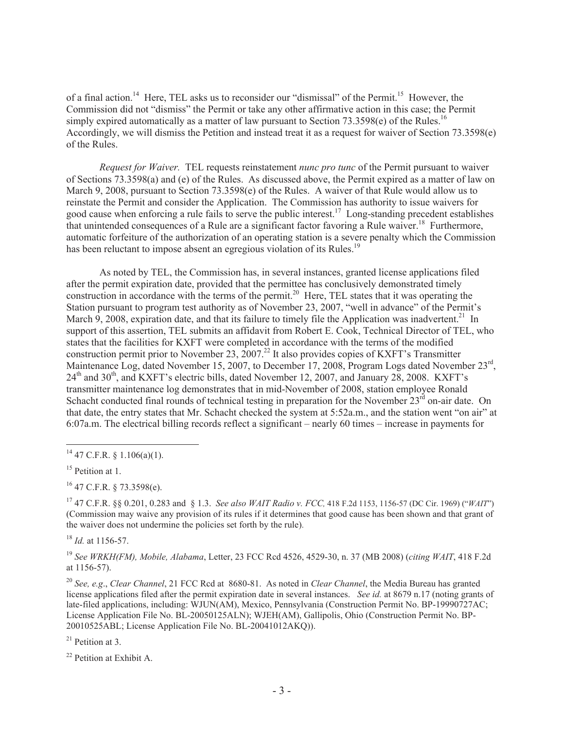of a final action.[14] Here, TEL asks us to reconsider our "dismissal" of the Permit.[15] However, the Commission did not "dismiss" the Permit or take any other affirmative action in this case; the Permit simply expired automatically as a matter of law pursuant to Section 73.3598(e) of the Rules.[16] Accordingly, we will dismiss the Petition and instead treat it as a request for waiver of Section 73.3598(e) of the Rules.

*Request for Waiver.* TEL requests reinstatement *nunc pro tunc* of the Permit pursuant to waiver of Sections 73.3598(a) and (e) of the Rules. As discussed above, the Permit expired as a matter of law on March 9, 2008, pursuant to Section 73.3598(e) of the Rules. A waiver of that Rule would allow us to reinstate the Permit and consider the Application. The Commission has authority to issue waivers for good cause when enforcing a rule fails to serve the public interest.[17] Long-standing precedent establishes that unintended consequences of a Rule are a significant factor favoring a Rule waiver.[18] Furthermore, automatic forfeiture of the authorization of an operating station is a severe penalty which the Commission has been reluctant to impose absent an egregious violation of its Rules.[19]

As noted by TEL, the Commission has, in several instances, granted license applications filed after the permit expiration date, provided that the permittee has conclusively demonstrated timely construction in accordance with the terms of the permit.[20] Here, TEL states that it was operating the Station pursuant to program test authority as of November 23, 2007, "well in advance" of the Permit's March 9, 2008, expiration date, and that its failure to timely file the Application was inadvertent.[21] In support of this assertion, TEL submits an affidavit from Robert E. Cook, Technical Director of TEL, who states that the facilities for KXFT were completed in accordance with the terms of the modified construction permit prior to November 23, 2007.[22] It also provides copies of KXFT's Transmitter Maintenance Log, dated November 15, 2007, to December 17, 2008, Program Logs dated November 23rd, 24th and 30th, and KXFT's electric bills, dated November 12, 2007, and January 28, 2008. KXFT's transmitter maintenance log demonstrates that in mid-November of 2008, station employee Ronald Schacht conducted final rounds of technical testing in preparation for the November 23rd on-air date. On that date, the entry states that Mr. Schacht checked the system at 5:52a.m., and the station went "on air" at 6:07a.m. The electrical billing records reflect a significant – nearly 60 times – increase in payments for

---

[14] 47 C.F.R. § 1.106(a)(1).

[15] Petition at 1.

[16] 47 C.F.R. § 73.3598(e).

[17] 47 C.F.R. §§ 0.201, 0.283 and § 1.3. *See also WAIT Radio v. FCC,* 418 F.2d 1153, 1156-57 (DC Cir. 1969) ("*WAIT*") (Commission may waive any provision of its rules if it determines that good cause has been shown and that grant of the waiver does not undermine the policies set forth by the rule).

[18] *Id.* at 1156-57.

[19] *See WRKH(FM), Mobile, Alabama*, Letter, 23 FCC Rcd 4526, 4529-30, n. 37 (MB 2008) (*citing WAIT*, 418 F.2d at 1156-57).

[20] *See, e.g*., *Clear Channel*, 21 FCC Rcd at 8680-81. As noted in *Clear Channel*, the Media Bureau has granted license applications filed after the permit expiration date in several instances. *See id.* at 8679 n.17 (noting grants of late-filed applications, including: WJUN(AM), Mexico, Pennsylvania (Construction Permit No. BP-19990727AC; License Application File No. BL-20050125ALN); WJEH(AM), Gallipolis, Ohio (Construction Permit No. BP-20010525ABL; License Application File No. BL-20041012AKQ)).

[21] Petition at 3.

[22] Petition at Exhibit A.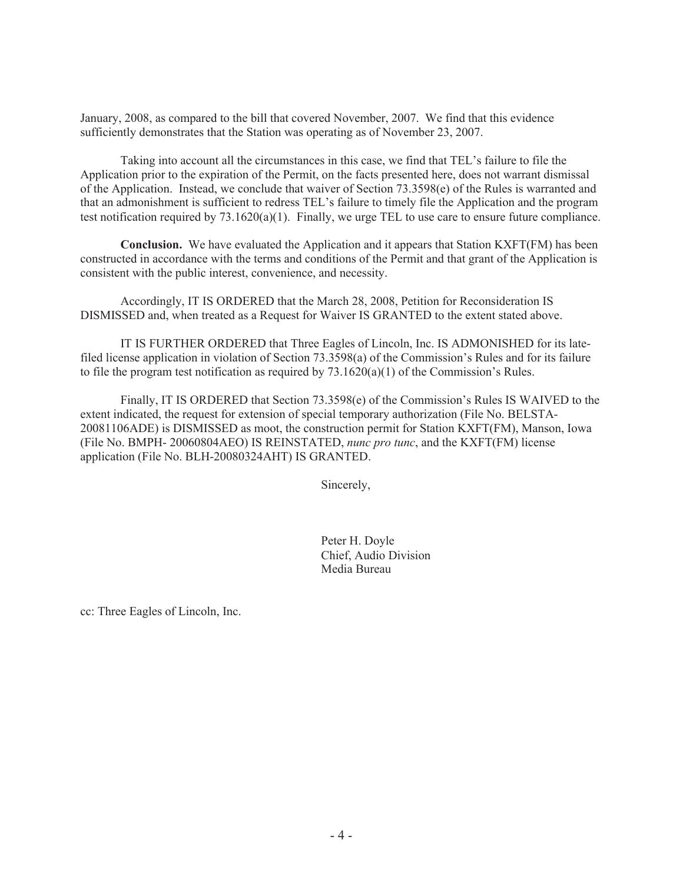January, 2008, as compared to the bill that covered November, 2007. We find that this evidence sufficiently demonstrates that the Station was operating as of November 23, 2007.

Taking into account all the circumstances in this case, we find that TEL's failure to file the Application prior to the expiration of the Permit, on the facts presented here, does not warrant dismissal of the Application. Instead, we conclude that waiver of Section 73.3598(e) of the Rules is warranted and that an admonishment is sufficient to redress TEL's failure to timely file the Application and the program test notification required by 73.1620(a)(1). Finally, we urge TEL to use care to ensure future compliance.

**Conclusion.** We have evaluated the Application and it appears that Station KXFT(FM) has been constructed in accordance with the terms and conditions of the Permit and that grant of the Application is consistent with the public interest, convenience, and necessity.

Accordingly, IT IS ORDERED that the March 28, 2008, Petition for Reconsideration IS DISMISSED and, when treated as a Request for Waiver IS GRANTED to the extent stated above.

IT IS FURTHER ORDERED that Three Eagles of Lincoln, Inc. IS ADMONISHED for its late-filed license application in violation of Section 73.3598(a) of the Commission's Rules and for its failure to file the program test notification as required by 73.1620(a)(1) of the Commission's Rules.

Finally, IT IS ORDERED that Section 73.3598(e) of the Commission's Rules IS WAIVED to the extent indicated, the request for extension of special temporary authorization (File No. BELSTA-20081106ADE) is DISMISSED as moot, the construction permit for Station KXFT(FM), Manson, Iowa (File No. BMPH- 20060804AEO) IS REINSTATED, *nunc pro tunc*, and the KXFT(FM) license application (File No. BLH-20080324AHT) IS GRANTED.

Sincerely,

Peter H. Doyle
Chief, Audio Division
Media Bureau

cc: Three Eagles of Lincoln, Inc.